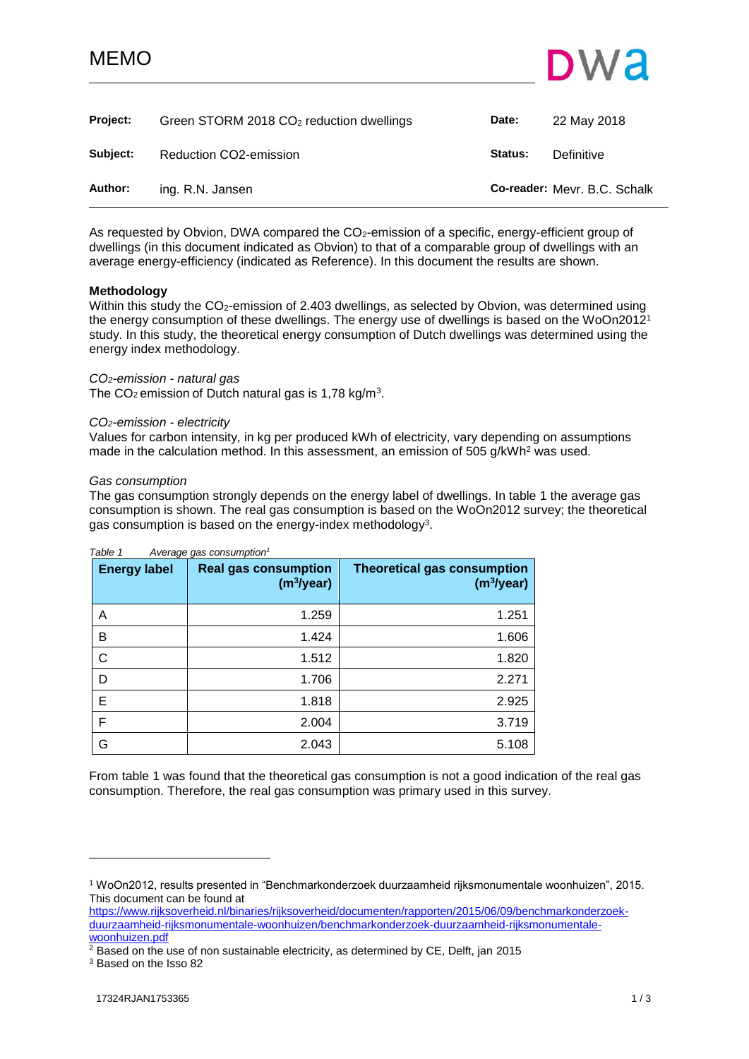# MEMO

DWA

| | | | |
|---|---|---|---|
| **Project:** | Green STORM 2018 $CO_2$ reduction dwellings | **Date:** | 22 May 2018 |
| **Subject:** | Reduction CO2-emission | **Status:** | Definitive |
| **Author:** | ing. R.N. Jansen | **Co-reader:** | Mevr. B.C. Schalk |

As requested by Obvion, DWA compared the $CO_2$-emission of a specific, energy-efficient group of dwellings (in this document indicated as Obvion) to that of a comparable group of dwellings with an average energy-efficiency (indicated as Reference). In this document the results are shown.

**Methodology**

Within this study the $CO_2$-emission of 2.403 dwellings, as selected by Obvion, was determined using the energy consumption of these dwellings. The energy use of dwellings is based on the WoOn2012[1] study. In this study, the theoretical energy consumption of Dutch dwellings was determined using the energy index methodology.

*$CO_2$-emission - natural gas*

The $CO_2$ emission of Dutch natural gas is 1,78 kg/m$^3$.

*$CO_2$-emission - electricity*

Values for carbon intensity, in kg per produced kWh of electricity, vary depending on assumptions made in the calculation method. In this assessment, an emission of 505 g/kWh[2] was used.

*Gas consumption*

The gas consumption strongly depends on the energy label of dwellings. In table 1 the average gas consumption is shown. The real gas consumption is based on the WoOn2012 survey; the theoretical gas consumption is based on the energy-index methodology[3].

*Table 1 Average gas consumption[1]*

| Energy label | Real gas consumption (m$^3$/year) | Theoretical gas consumption (m$^3$/year) |
|---|---|---|
| A | 1.259 | 1.251 |
| B | 1.424 | 1.606 |
| C | 1.512 | 1.820 |
| D | 1.706 | 2.271 |
| E | 1.818 | 2.925 |
| F | 2.004 | 3.719 |
| G | 2.043 | 5.108 |

From table 1 was found that the theoretical gas consumption is not a good indication of the real gas consumption. Therefore, the real gas consumption was primary used in this survey.

---

[1] WoOn2012, results presented in "Benchmarkonderzoek duurzaamheid rijksmonumentale woonhuizen", 2015. This document can be found at https://www.rijksoverheid.nl/binaries/rijksoverheid/documenten/rapporten/2015/06/09/benchmarkonderzoek-duurzaamheid-rijksmonumentale-woonhuizen/benchmarkonderzoek-duurzaamheid-rijksmonumentale-woonhuizen.pdf

[2] Based on the use of non sustainable electricity, as determined by CE, Delft, jan 2015

[3] Based on the Isso 82

17324RJAN1753365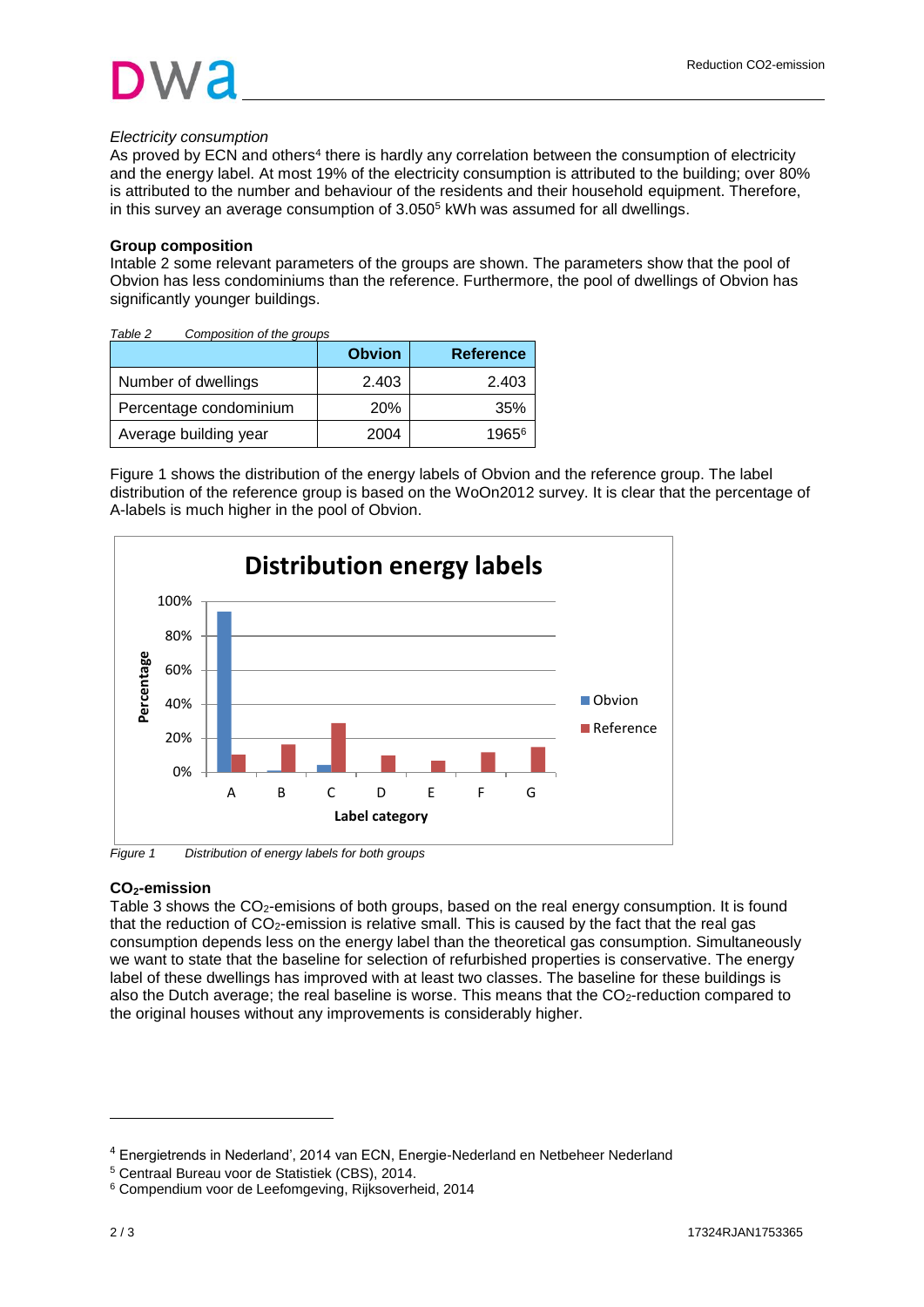*Electricity consumption*

As proved by ECN and others[4] there is hardly any correlation between the consumption of electricity and the energy label. At most 19% of the electricity consumption is attributed to the building; over 80% is attributed to the number and behaviour of the residents and their household equipment. Therefore, in this survey an average consumption of 3.050[5] kWh was assumed for all dwellings.

**Group composition**

Intable 2 some relevant parameters of the groups are shown. The parameters show that the pool of Obvion has less condominiums than the reference. Furthermore, the pool of dwellings of Obvion has significantly younger buildings.

*Table 2 Composition of the groups*

| | Obvion | Reference |
|---|---|---|
| Number of dwellings | 2.403 | 2.403 |
| Percentage condominium | 20% | 35% |
| Average building year | 2004 | 1965[6] |

Figure 1 shows the distribution of the energy labels of Obvion and the reference group. The label distribution of the reference group is based on the WoOn2012 survey. It is clear that the percentage of A-labels is much higher in the pool of Obvion.

*Figure 1 Distribution of energy labels for both groups*

**$CO_2$-emission**

Table 3 shows the $CO_2$-emisions of both groups, based on the real energy consumption. It is found that the reduction of $CO_2$-emission is relative small. This is caused by the fact that the real gas consumption depends less on the energy label than the theoretical gas consumption. Simultaneously we want to state that the baseline for selection of refurbished properties is conservative. The energy label of these dwellings has improved with at least two classes. The baseline for these buildings is also the Dutch average; the real baseline is worse. This means that the $CO_2$-reduction compared to the original houses without any improvements is considerably higher.

[4] Energietrends in Nederland', 2014 van ECN, Energie-Nederland en Netbeheer Nederland

[5] Centraal Bureau voor de Statistiek (CBS), 2014.

[6] Compendium voor de Leefomgeving, Rijksoverheid, 2014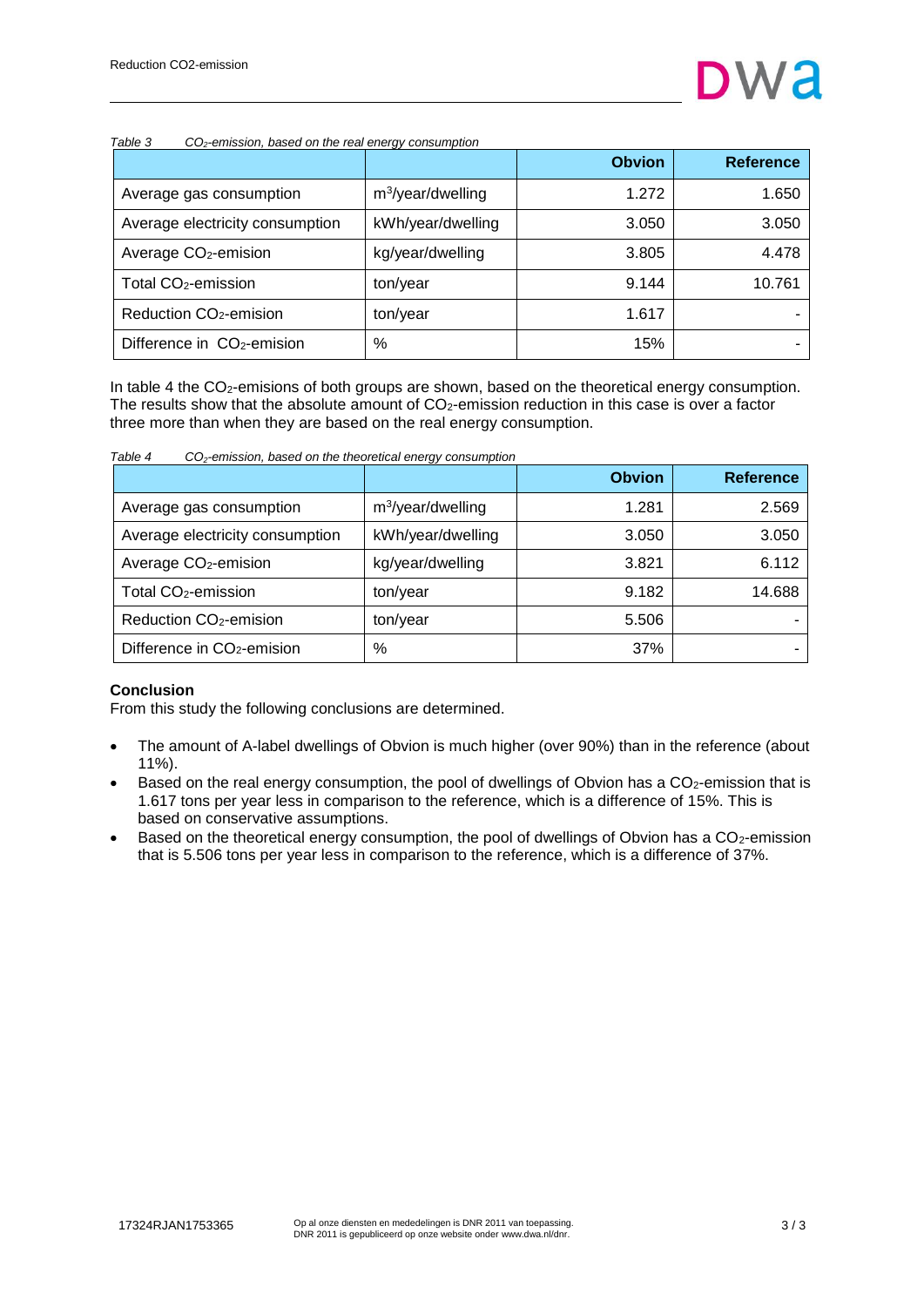*Table 3 $CO_2$-emission, based on the real energy consumption*

| | | Obvion | Reference |
|---|---|---|---|
| Average gas consumption | $m^3$/year/dwelling | 1.272 | 1.650 |
| Average electricity consumption | kWh/year/dwelling | 3.050 | 3.050 |
| Average $CO_2$-emision | kg/year/dwelling | 3.805 | 4.478 |
| Total $CO_2$-emission | ton/year | 9.144 | 10.761 |
| Reduction $CO_2$-emision | ton/year | 1.617 | - |
| Difference in $CO_2$-emision | % | 15% | - |

In table 4 the $CO_2$-emisions of both groups are shown, based on the theoretical energy consumption. The results show that the absolute amount of $CO_2$-emission reduction in this case is over a factor three more than when they are based on the real energy consumption.

*Table 4 $CO_2$-emission, based on the theoretical energy consumption*

| | | Obvion | Reference |
|---|---|---|---|
| Average gas consumption | $m^3$/year/dwelling | 1.281 | 2.569 |
| Average electricity consumption | kWh/year/dwelling | 3.050 | 3.050 |
| Average $CO_2$-emision | kg/year/dwelling | 3.821 | 6.112 |
| Total $CO_2$-emission | ton/year | 9.182 | 14.688 |
| Reduction $CO_2$-emision | ton/year | 5.506 | - |
| Difference in $CO_2$-emision | % | 37% | - |

**Conclusion**

From this study the following conclusions are determined.

- The amount of A-label dwellings of Obvion is much higher (over 90%) than in the reference (about 11%).
- Based on the real energy consumption, the pool of dwellings of Obvion has a $CO_2$-emission that is 1.617 tons per year less in comparison to the reference, which is a difference of 15%. This is based on conservative assumptions.
- Based on the theoretical energy consumption, the pool of dwellings of Obvion has a $CO_2$-emission that is 5.506 tons per year less in comparison to the reference, which is a difference of 37%.